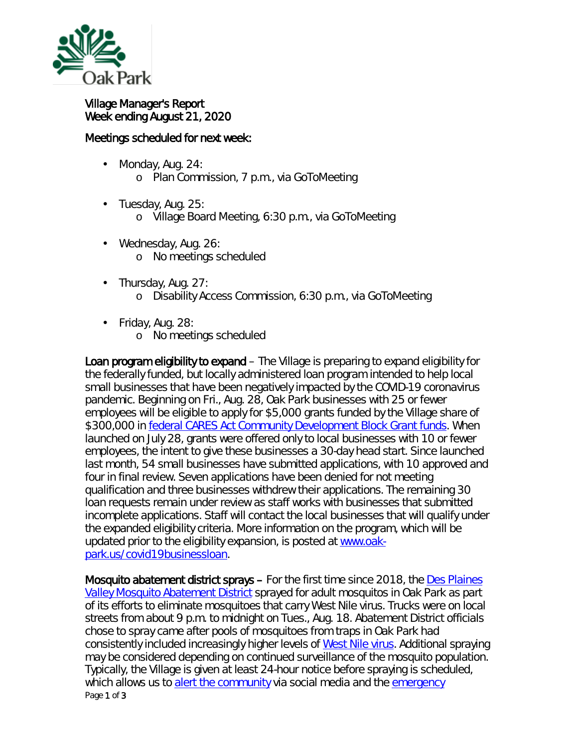Village Manager's Report
Week ending August 21, 2020

Meetings scheduled for next week:

- Monday, Aug. 24:
  - Plan Commission, 7 p.m., via GoToMeeting
- Tuesday, Aug. 25:
  - Village Board Meeting, 6:30 p.m., via GoToMeeting
- Wednesday, Aug. 26:
  - No meetings scheduled
- Thursday, Aug. 27:
  - Disability Access Commission, 6:30 p.m., via GoToMeeting
- Friday, Aug. 28:
  - No meetings scheduled

**Loan program eligibility to expand** – The Village is preparing to expand eligibility for the federally funded, but locally administered loan program intended to help local small businesses that have been negatively impacted by the COVID-19 coronavirus pandemic. Beginning on Fri., Aug. 28, Oak Park businesses with 25 or fewer employees will be eligible to apply for $5,000 grants funded by the Village share of $300,000 in federal CARES Act Community Development Block Grant funds. When launched on July 28, grants were offered only to local businesses with 10 or fewer employees, the intent to give these businesses a 30-day head start. Since launched last month, 54 small businesses have submitted applications, with 10 approved and four in final review. Seven applications have been denied for not meeting qualification and three businesses withdrew their applications. The remaining 30 loan requests remain under review as staff works with businesses that submitted incomplete applications. Staff will contact the local businesses that will qualify under the expanded eligibility criteria. More information on the program, which will be updated prior to the eligibility expansion, is posted at www.oak-park.us/covid19businessloan.

**Mosquito abatement district sprays** – For the first time since 2018, the Des Plaines Valley Mosquito Abatement District sprayed for adult mosquitos in Oak Park as part of its efforts to eliminate mosquitoes that carry West Nile virus. Trucks were on local streets from about 9 p.m. to midnight on Tues., Aug. 18. Abatement District officials chose to spray came after pools of mosquitoes from traps in Oak Park had consistently included increasingly higher levels of West Nile virus. Additional spraying may be considered depending on continued surveillance of the mosquito population. Typically, the Village is given at least 24-hour notice before spraying is scheduled, which allows us to alert the community via social media and the emergency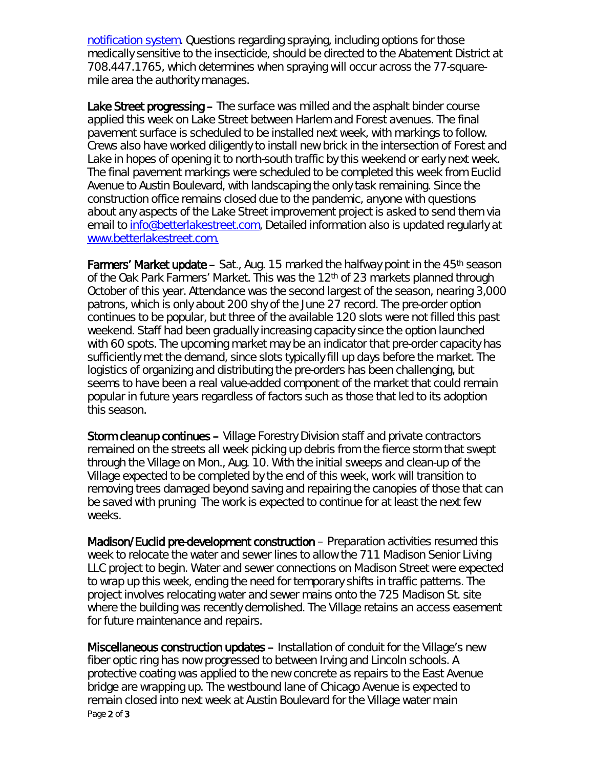[notification system](). Questions regarding spraying, including options for those medically sensitive to the insecticide, should be directed to the Abatement District at 708.447.1765, which determines when spraying will occur across the 77-square-mile area the authority manages.

**Lake Street progressing** – The surface was milled and the asphalt binder course applied this week on Lake Street between Harlem and Forest avenues. The final pavement surface is scheduled to be installed next week, with markings to follow. Crews also have worked diligently to install new brick in the intersection of Forest and Lake in hopes of opening it to north-south traffic by this weekend or early next week. The final pavement markings were scheduled to be completed this week from Euclid Avenue to Austin Boulevard, with landscaping the only task remaining. Since the construction office remains closed due to the pandemic, anyone with questions about any aspects of the Lake Street improvement project is asked to send them via email to [info@betterlakestreet.com](mailto:info@betterlakestreet.com), Detailed information also is updated regularly at [www.betterlakestreet.com.](http://www.betterlakestreet.com)

**Farmers' Market update** – Sat., Aug. 15 marked the halfway point in the 45th season of the Oak Park Farmers' Market. This was the 12th of 23 markets planned through October of this year. Attendance was the second largest of the season, nearing 3,000 patrons, which is only about 200 shy of the June 27 record. The pre-order option continues to be popular, but three of the available 120 slots were not filled this past weekend. Staff had been gradually increasing capacity since the option launched with 60 spots. The upcoming market may be an indicator that pre-order capacity has sufficiently met the demand, since slots typically fill up days before the market. The logistics of organizing and distributing the pre-orders has been challenging, but seems to have been a real value-added component of the market that could remain popular in future years regardless of factors such as those that led to its adoption this season.

**Storm cleanup continues** – Village Forestry Division staff and private contractors remained on the streets all week picking up debris from the fierce storm that swept through the Village on Mon., Aug. 10. With the initial sweeps and clean-up of the Village expected to be completed by the end of this week, work will transition to removing trees damaged beyond saving and repairing the canopies of those that can be saved with pruning The work is expected to continue for at least the next few weeks.

**Madison/Euclid pre-development construction** – Preparation activities resumed this week to relocate the water and sewer lines to allow the 711 Madison Senior Living LLC project to begin. Water and sewer connections on Madison Street were expected to wrap up this week, ending the need for temporary shifts in traffic patterns. The project involves relocating water and sewer mains onto the 725 Madison St. site where the building was recently demolished. The Village retains an access easement for future maintenance and repairs.

**Miscellaneous construction updates** – Installation of conduit for the Village's new fiber optic ring has now progressed to between Irving and Lincoln schools. A protective coating was applied to the new concrete as repairs to the East Avenue bridge are wrapping up. The westbound lane of Chicago Avenue is expected to remain closed into next week at Austin Boulevard for the Village water main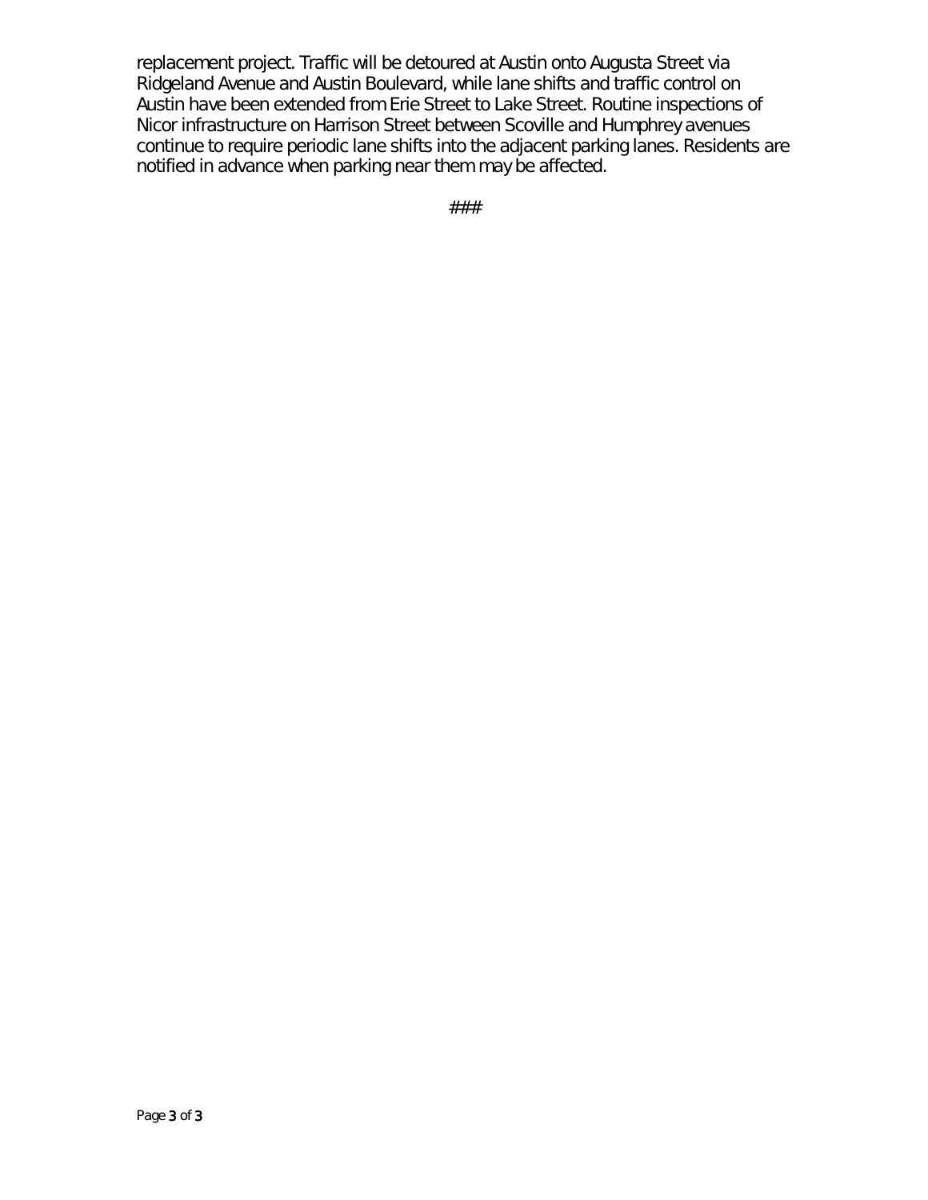replacement project. Traffic will be detoured at Austin onto Augusta Street via Ridgeland Avenue and Austin Boulevard, while lane shifts and traffic control on Austin have been extended from Erie Street to Lake Street. Routine inspections of Nicor infrastructure on Harrison Street between Scoville and Humphrey avenues continue to require periodic lane shifts into the adjacent parking lanes. Residents are notified in advance when parking near them may be affected.

###